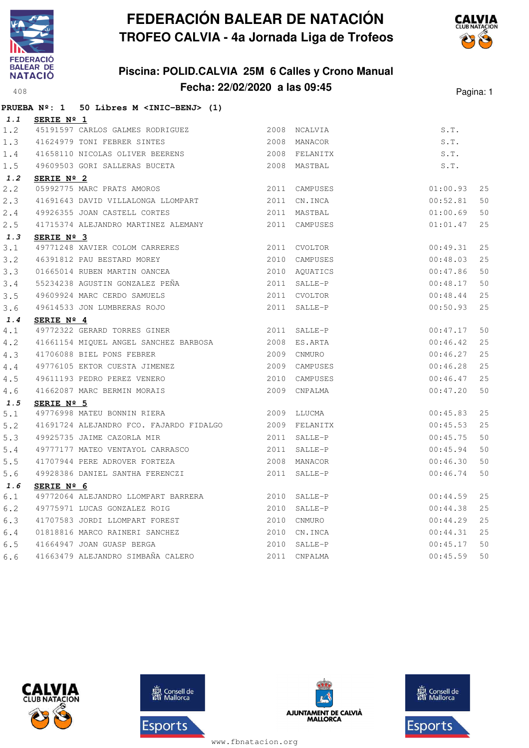# FEDERACIÓN BALEAR DE NATACIÓN

## TROFEO CALVIA - 4a Jornada Liga de Trofeos

### Piscina: POLID.CALVIA 25M 6 Calles y Crono Manual

### Fecha: 22/02/2020 a las 09:45

**PRUEBA Nº: 1 50 Libres M <INIC-BENJ> (1)**

***1.1*** **SERIE Nº 1**

| | | | | | | |
|---|---|---|---|---|---|---|
| 1.2 | 45191597 | CARLOS GALMES RODRIGUEZ | 2008 | NCALVIA | S.T. | |
| 1.3 | 41624979 | TONI FEBRER SINTES | 2008 | MANACOR | S.T. | |
| 1.4 | 41658110 | NICOLAS OLIVER BEERENS | 2008 | FELANITX | S.T. | |
| 1.5 | 49609503 | GORI SALLERAS BUCETA | 2008 | MASTBAL | S.T. | |

***1.2*** **SERIE Nº 2**

| | | | | | | |
|---|---|---|---|---|---|---|
| 2.2 | 05992775 | MARC PRATS AMOROS | 2011 | CAMPUSES | 01:00.93 | 25 |
| 2.3 | 41691643 | DAVID VILLALONGA LLOMPART | 2011 | CN.INCA | 00:52.81 | 50 |
| 2.4 | 49926355 | JOAN CASTELL CORTES | 2011 | MASTBAL | 01:00.69 | 50 |
| 2.5 | 41715374 | ALEJANDRO MARTINEZ ALEMANY | 2011 | CAMPUSES | 01:01.47 | 25 |

***1.3*** **SERIE Nº 3**

| | | | | | | |
|---|---|---|---|---|---|---|
| 3.1 | 49771248 | XAVIER COLOM CARRERES | 2011 | CVOLTOR | 00:49.31 | 25 |
| 3.2 | 46391812 | PAU BESTARD MOREY | 2010 | CAMPUSES | 00:48.03 | 25 |
| 3.3 | 01665014 | RUBEN MARTIN OANCEA | 2010 | AQUATICS | 00:47.86 | 50 |
| 3.4 | 55234238 | AGUSTIN GONZALEZ PEÑA | 2011 | SALLE-P | 00:48.17 | 50 |
| 3.5 | 49609924 | MARC CERDO SAMUELS | 2011 | CVOLTOR | 00:48.44 | 25 |
| 3.6 | 49614533 | JON LUMBRERAS ROJO | 2011 | SALLE-P | 00:50.93 | 25 |

***1.4*** **SERIE Nº 4**

| | | | | | | |
|---|---|---|---|---|---|---|
| 4.1 | 49772322 | GERARD TORRES GINER | 2011 | SALLE-P | 00:47.17 | 50 |
| 4.2 | 41661154 | MIQUEL ANGEL SANCHEZ BARBOSA | 2008 | ES.ARTA | 00:46.42 | 25 |
| 4.3 | 41706088 | BIEL PONS FEBRER | 2009 | CNMURO | 00:46.27 | 25 |
| 4.4 | 49776105 | EKTOR CUESTA JIMENEZ | 2009 | CAMPUSES | 00:46.28 | 25 |
| 4.5 | 49611193 | PEDRO PEREZ VENERO | 2010 | CAMPUSES | 00:46.47 | 25 |
| 4.6 | 41662087 | MARC BERMIN MORAIS | 2009 | CNPALMA | 00:47.20 | 50 |

***1.5*** **SERIE Nº 5**

| | | | | | | |
|---|---|---|---|---|---|---|
| 5.1 | 49776998 | MATEU BONNIN RIERA | 2009 | LLUCMA | 00:45.83 | 25 |
| 5.2 | 41691724 | ALEJANDRO FCO. FAJARDO FIDALGO | 2009 | FELANITX | 00:45.53 | 25 |
| 5.3 | 49925735 | JAIME CAZORLA MIR | 2011 | SALLE-P | 00:45.75 | 50 |
| 5.4 | 49777177 | MATEO VENTAYOL CARRASCO | 2011 | SALLE-P | 00:45.94 | 50 |
| 5.5 | 41707944 | PERE ADROVER FORTEZA | 2008 | MANACOR | 00:46.30 | 50 |
| 5.6 | 49928386 | DANIEL SANTHA FERENCZI | 2011 | SALLE-P | 00:46.74 | 50 |

***1.6*** **SERIE Nº 6**

| | | | | | | |
|---|---|---|---|---|---|---|
| 6.1 | 49772064 | ALEJANDRO LLOMPART BARRERA | 2010 | SALLE-P | 00:44.59 | 25 |
| 6.2 | 49775971 | LUCAS GONZALEZ ROIG | 2010 | SALLE-P | 00:44.38 | 25 |
| 6.3 | 41707583 | JORDI LLOMPART FOREST | 2010 | CNMURO | 00:44.29 | 25 |
| 6.4 | 01818816 | MARCO RAINERI SANCHEZ | 2010 | CN.INCA | 00:44.31 | 25 |
| 6.5 | 41664947 | JOAN GUASP BERGA | 2010 | SALLE-P | 00:45.17 | 50 |
| 6.6 | 41663479 | ALEJANDRO SIMBAÑA CALERO | 2011 | CNPALMA | 00:45.59 | 50 |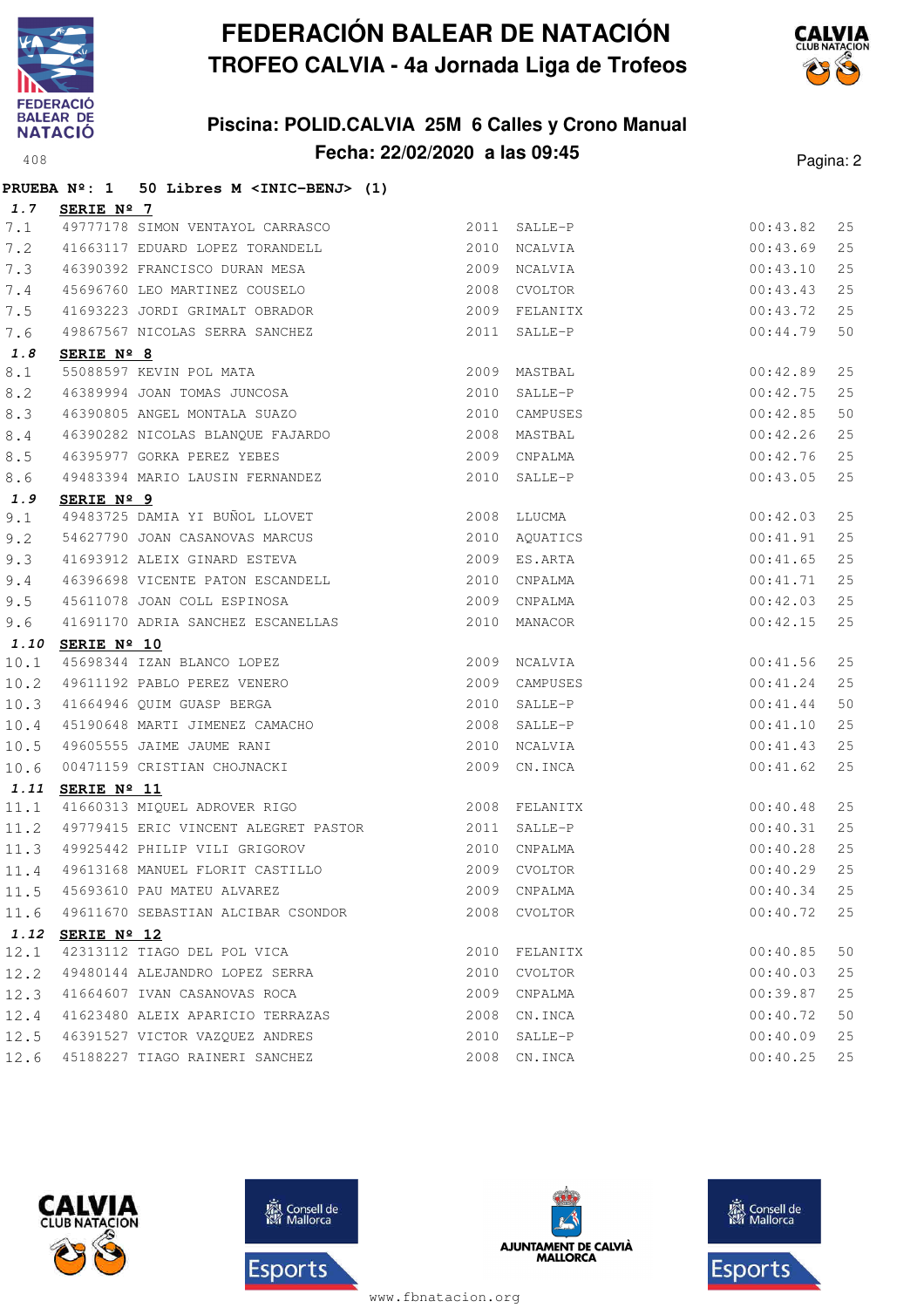# FEDERACIÓN BALEAR DE NATACIÓN
## TROFEO CALVIA - 4a Jornada Liga de Trofeos

### Piscina: POLID.CALVIA 25M 6 Calles y Crono Manual
### Fecha: 22/02/2020 a las 09:45

408

**PRUEBA Nº: 1 50 Libres M <INIC-BENJ> (1)**

**1.7 SERIE Nº 7**

| | | | | | | |
|---|---|---|---|---|---|---|
| 7.1 | 49777178 | SIMON VENTAYOL CARRASCO | 2011 | SALLE-P | 00:43.82 | 25 |
| 7.2 | 41663117 | EDUARD LOPEZ TORANDELL | 2010 | NCALVIA | 00:43.69 | 25 |
| 7.3 | 46390392 | FRANCISCO DURAN MESA | 2009 | NCALVIA | 00:43.10 | 25 |
| 7.4 | 45696760 | LEO MARTINEZ COUSELO | 2008 | CVOLTOR | 00:43.43 | 25 |
| 7.5 | 41693223 | JORDI GRIMALT OBRADOR | 2009 | FELANITX | 00:43.72 | 25 |
| 7.6 | 49867567 | NICOLAS SERRA SANCHEZ | 2011 | SALLE-P | 00:44.79 | 50 |

**1.8 SERIE Nº 8**

| | | | | | | |
|---|---|---|---|---|---|---|
| 8.1 | 55088597 | KEVIN POL MATA | 2009 | MASTBAL | 00:42.89 | 25 |
| 8.2 | 46389994 | JOAN TOMAS JUNCOSA | 2010 | SALLE-P | 00:42.75 | 25 |
| 8.3 | 46390805 | ANGEL MONTALA SUAZO | 2010 | CAMPUSES | 00:42.85 | 50 |
| 8.4 | 46390282 | NICOLAS BLANQUE FAJARDO | 2008 | MASTBAL | 00:42.26 | 25 |
| 8.5 | 46395977 | GORKA PEREZ YEBES | 2009 | CNPALMA | 00:42.76 | 25 |
| 8.6 | 49483394 | MARIO LAUSIN FERNANDEZ | 2010 | SALLE-P | 00:43.05 | 25 |

**1.9 SERIE Nº 9**

| | | | | | | |
|---|---|---|---|---|---|---|
| 9.1 | 49483725 | DAMIA YI BUÑOL LLOVET | 2008 | LLUCMA | 00:42.03 | 25 |
| 9.2 | 54627790 | JOAN CASANOVAS MARCUS | 2010 | AQUATICS | 00:41.91 | 25 |
| 9.3 | 41693912 | ALEIX GINARD ESTEVA | 2009 | ES.ARTA | 00:41.65 | 25 |
| 9.4 | 46396698 | VICENTE PATON ESCANDELL | 2010 | CNPALMA | 00:41.71 | 25 |
| 9.5 | 45611078 | JOAN COLL ESPINOSA | 2009 | CNPALMA | 00:42.03 | 25 |
| 9.6 | 41691170 | ADRIA SANCHEZ ESCANELLAS | 2010 | MANACOR | 00:42.15 | 25 |

**1.10 SERIE Nº 10**

| | | | | | | |
|---|---|---|---|---|---|---|
| 10.1 | 45698344 | IZAN BLANCO LOPEZ | 2009 | NCALVIA | 00:41.56 | 25 |
| 10.2 | 49611192 | PABLO PEREZ VENERO | 2009 | CAMPUSES | 00:41.24 | 25 |
| 10.3 | 41664946 | QUIM GUASP BERGA | 2010 | SALLE-P | 00:41.44 | 50 |
| 10.4 | 45190648 | MARTI JIMENEZ CAMACHO | 2008 | SALLE-P | 00:41.10 | 25 |
| 10.5 | 49605555 | JAIME JAUME RANI | 2010 | NCALVIA | 00:41.43 | 25 |
| 10.6 | 00471159 | CRISTIAN CHOJNACKI | 2009 | CN.INCA | 00:41.62 | 25 |

**1.11 SERIE Nº 11**

| | | | | | | |
|---|---|---|---|---|---|---|
| 11.1 | 41660313 | MIQUEL ADROVER RIGO | 2008 | FELANITX | 00:40.48 | 25 |
| 11.2 | 49779415 | ERIC VINCENT ALEGRET PASTOR | 2011 | SALLE-P | 00:40.31 | 25 |
| 11.3 | 49925442 | PHILIP VILI GRIGOROV | 2010 | CNPALMA | 00:40.28 | 25 |
| 11.4 | 49613168 | MANUEL FLORIT CASTILLO | 2009 | CVOLTOR | 00:40.29 | 25 |
| 11.5 | 45693610 | PAU MATEU ALVAREZ | 2009 | CNPALMA | 00:40.34 | 25 |
| 11.6 | 49611670 | SEBASTIAN ALCIBAR CSONDOR | 2008 | CVOLTOR | 00:40.72 | 25 |

**1.12 SERIE Nº 12**

| | | | | | | |
|---|---|---|---|---|---|---|
| 12.1 | 42313112 | TIAGO DEL POL VICA | 2010 | FELANITX | 00:40.85 | 50 |
| 12.2 | 49480144 | ALEJANDRO LOPEZ SERRA | 2010 | CVOLTOR | 00:40.03 | 25 |
| 12.3 | 41664607 | IVAN CASANOVAS ROCA | 2009 | CNPALMA | 00:39.87 | 25 |
| 12.4 | 41623480 | ALEIX APARICIO TERRAZAS | 2008 | CN.INCA | 00:40.72 | 50 |
| 12.5 | 46391527 | VICTOR VAZQUEZ ANDRES | 2010 | SALLE-P | 00:40.09 | 25 |
| 12.6 | 45188227 | TIAGO RAINERI SANCHEZ | 2008 | CN.INCA | 00:40.25 | 25 |

www.fbnatacion.org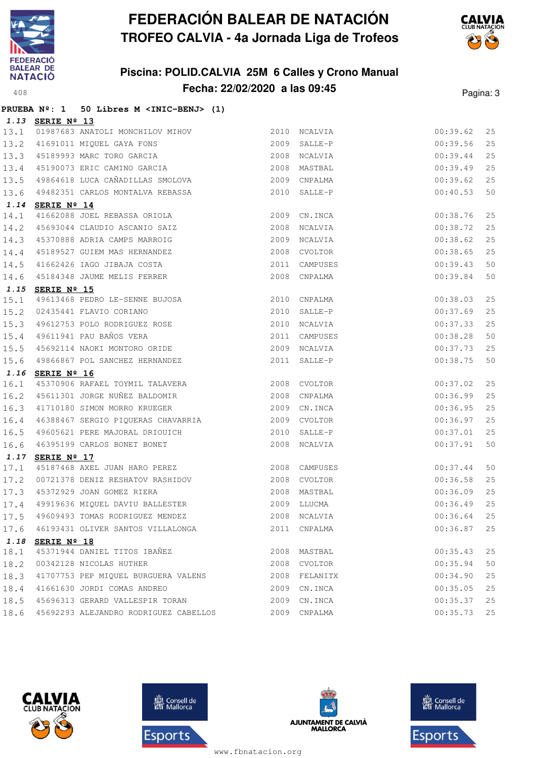# FEDERACIÓN BALEAR DE NATACIÓN
## TROFEO CALVIA - 4a Jornada Liga de Trofeos

### Piscina: POLID.CALVIA 25M 6 Calles y Crono Manual
### Fecha: 22/02/2020 a las 09:45

**PRUEBA Nº: 1 50 Libres M <INIC-BENJ> (1)**

**1.13 SERIE Nº 13**

| | | | | | |
|---|---|---|---|---|---|
| 13.1 | 01987683 ANATOLI MONCHILOV MIHOV | 2010 | NCALVIA | 00:39.62 | 25 |
| 13.2 | 41691011 MIQUEL GAYA FONS | 2009 | SALLE-P | 00:39.56 | 25 |
| 13.3 | 45189993 MARC TORO GARCIA | 2008 | NCALVIA | 00:39.44 | 25 |
| 13.4 | 45190073 ERIC CAMINO GARCIA | 2008 | MASTBAL | 00:39.49 | 25 |
| 13.5 | 49864618 LUCA CAÑADILLAS SMOLOVA | 2009 | CNPALMA | 00:39.62 | 25 |
| 13.6 | 49482351 CARLOS MONTALVA REBASSA | 2010 | SALLE-P | 00:40.53 | 50 |

**1.14 SERIE Nº 14**

| | | | | | |
|---|---|---|---|---|---|
| 14.1 | 41662088 JOEL REBASSA ORIOLA | 2009 | CN.INCA | 00:38.76 | 25 |
| 14.2 | 45693044 CLAUDIO ASCANIO SAIZ | 2008 | NCALVIA | 00:38.72 | 25 |
| 14.3 | 45370888 ADRIA CAMPS MARROIG | 2009 | NCALVIA | 00:38.62 | 25 |
| 14.4 | 45189527 GUIEM MAS HERNANDEZ | 2008 | CVOLTOR | 00:38.65 | 25 |
| 14.5 | 41662426 IAGO JIBAJA COSTA | 2011 | CAMPUSES | 00:39.43 | 50 |
| 14.6 | 45184348 JAUME MELIS FERRER | 2008 | CNPALMA | 00:39.84 | 50 |

**1.15 SERIE Nº 15**

| | | | | | |
|---|---|---|---|---|---|
| 15.1 | 49613468 PEDRO LE-SENNE BUJOSA | 2010 | CNPALMA | 00:38.03 | 25 |
| 15.2 | 02435441 FLAVIO CORIANO | 2010 | SALLE-P | 00:37.69 | 25 |
| 15.3 | 49612753 POLO RODRIGUEZ ROSE | 2010 | NCALVIA | 00:37.33 | 25 |
| 15.4 | 49611941 PAU BAÑOS VERA | 2011 | CAMPUSES | 00:38.28 | 50 |
| 15.5 | 45692114 NAOKI MONTORO ORIDE | 2009 | NCALVIA | 00:37.73 | 25 |
| 15.6 | 49866867 POL SANCHEZ HERNANDEZ | 2011 | SALLE-P | 00:38.75 | 50 |

**1.16 SERIE Nº 16**

| | | | | | |
|---|---|---|---|---|---|
| 16.1 | 45370906 RAFAEL COSTA TOYMIL TALAVERA | 2008 | CVOLTOR | 00:37.02 | 25 |
| 16.2 | 45611301 JORGE NUÑEZ BALDOMIR | 2008 | CNPALMA | 00:36.99 | 25 |
| 16.3 | 41710180 SIMON MORRO KRUEGER | 2009 | CN.INCA | 00:36.95 | 25 |
| 16.4 | 46388467 SERGIO PIQUERAS CHAVARRIA | 2009 | CVOLTOR | 00:36.97 | 25 |
| 16.5 | 49605621 PERE MAJORAL DRIOUICH | 2010 | SALLE-P | 00:37.01 | 25 |
| 16.6 | 46395199 CARLOS BONET BONET | 2008 | NCALVIA | 00:37.91 | 50 |

**1.17 SERIE Nº 17**

| | | | | | |
|---|---|---|---|---|---|
| 17.1 | 45187468 AXEL JUAN HARO PEREZ | 2008 | CAMPUSES | 00:37.44 | 50 |
| 17.2 | 00721378 DENIZ RESHATOV RASHIDOV | 2008 | CVOLTOR | 00:36.58 | 25 |
| 17.3 | 45372929 JOAN GOMEZ RIERA | 2008 | MASTBAL | 00:36.09 | 25 |
| 17.4 | 49919636 MIQUEL DAVIU BALLESTER | 2009 | LLUCMA | 00:36.49 | 25 |
| 17.5 | 49609493 TOMAS RODRIGUEZ MENDEZ | 2008 | NCALVIA | 00:36.64 | 25 |
| 17.6 | 46193431 OLIVER SANTOS VILLALONGA | 2011 | CNPALMA | 00:36.87 | 25 |

**1.18 SERIE Nº 18**

| | | | | | |
|---|---|---|---|---|---|
| 18.1 | 45371944 DANIEL TITOS IBAÑEZ | 2008 | MASTBAL | 00:35.43 | 25 |
| 18.2 | 00342128 NICOLAS HUTHER | 2008 | CVOLTOR | 00:35.94 | 50 |
| 18.3 | 41707753 PEP MIQUEL BURGUERA VALENS | 2008 | FELANITX | 00:34.90 | 25 |
| 18.4 | 41661630 JORDI COMAS ANDREO | 2009 | CN.INCA | 00:35.05 | 25 |
| 18.5 | 45696313 GERARD VALLESPIR TORAN | 2009 | CN.INCA | 00:35.37 | 25 |
| 18.6 | 45692293 ALEJANDRO RODRIGUEZ CABELLOS | 2009 | CNPALMA | 00:35.73 | 25 |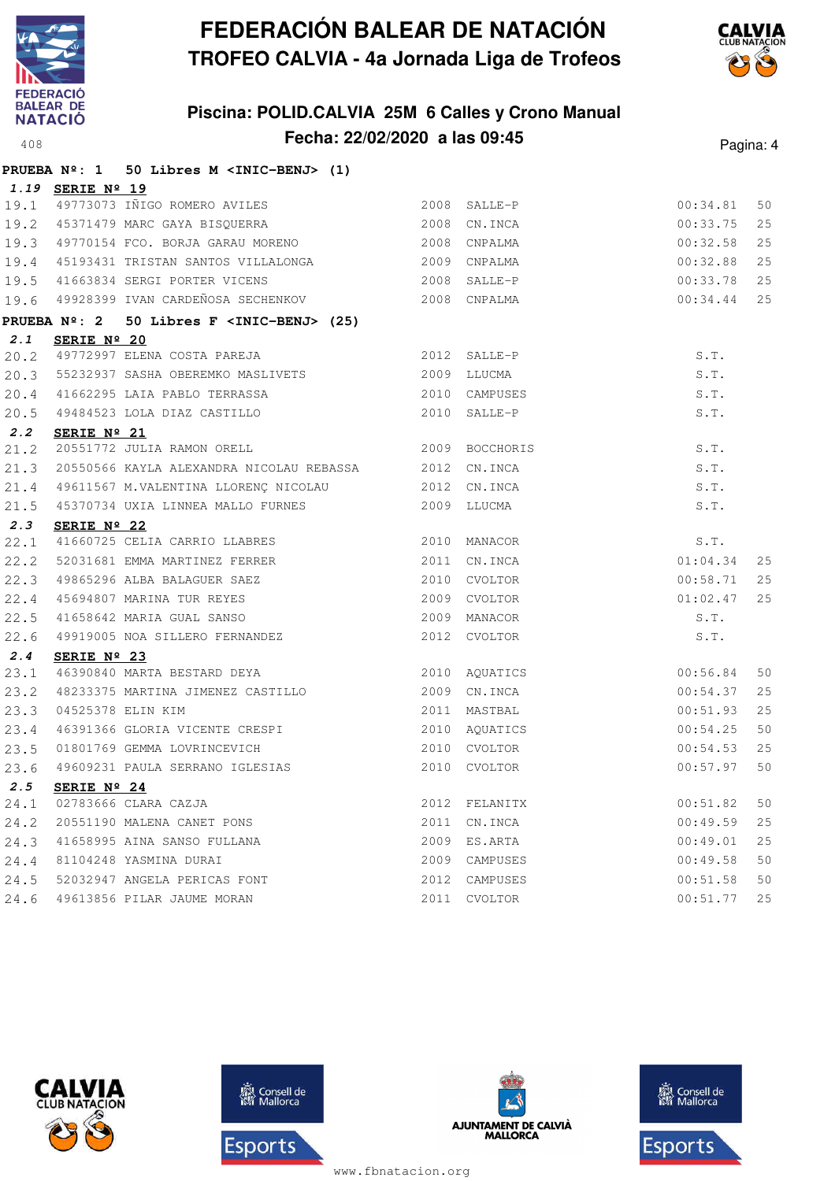# FEDERACIÓN BALEAR DE NATACIÓN

## TROFEO CALVIA - 4a Jornada Liga de Trofeos

### Piscina: POLID.CALVIA 25M 6 Calles y Crono Manual

### Fecha: 22/02/2020 a las 09:45

**PRUEBA Nº: 1 50 Libres M <INIC-BENJ> (1)**

**1.19 SERIE Nº 19**

| | | | | | | |
|---|---|---|---|---|---|---|
| 19.1 | 49773073 | IÑIGO ROMERO AVILES | 2008 | SALLE-P | 00:34.81 | 50 |
| 19.2 | 45371479 | MARC GAYA BISQUERRA | 2008 | CN.INCA | 00:33.75 | 25 |
| 19.3 | 49770154 | FCO. BORJA GARAU MORENO | 2008 | CNPALMA | 00:32.58 | 25 |
| 19.4 | 45193431 | TRISTAN SANTOS VILLALONGA | 2009 | CNPALMA | 00:32.88 | 25 |
| 19.5 | 41663834 | SERGI PORTER VICENS | 2008 | SALLE-P | 00:33.78 | 25 |
| 19.6 | 49928399 | IVAN CARDEÑOSA SECHENKOV | 2008 | CNPALMA | 00:34.44 | 25 |

**PRUEBA Nº: 2 50 Libres F <INIC-BENJ> (25)**

**2.1 SERIE Nº 20**

| | | | | | | |
|---|---|---|---|---|---|---|
| 20.2 | 49772997 | ELENA COSTA PAREJA | 2012 | SALLE-P | S.T. | |
| 20.3 | 55232937 | SASHA OBEREMKO MASLIVETS | 2009 | LLUCMA | S.T. | |
| 20.4 | 41662295 | LAIA PABLO TERRASSA | 2010 | CAMPUSES | S.T. | |
| 20.5 | 49484523 | LOLA DIAZ CASTILLO | 2010 | SALLE-P | S.T. | |

**2.2 SERIE Nº 21**

| | | | | | | |
|---|---|---|---|---|---|---|
| 21.2 | 20551772 | JULIA RAMON ORELL | 2009 | BOCCHORIS | S.T. | |
| 21.3 | 20550566 | KAYLA ALEXANDRA NICOLAU REBASSA | 2012 | CN.INCA | S.T. | |
| 21.4 | 49611567 | M.VALENTINA LLORENÇ NICOLAU | 2012 | CN.INCA | S.T. | |
| 21.5 | 45370734 | UXIA LINNEA MALLO FURNES | 2009 | LLUCMA | S.T. | |

**2.3 SERIE Nº 22**

| | | | | | | |
|---|---|---|---|---|---|---|
| 22.1 | 41660725 | CELIA CARRIO LLABRES | 2010 | MANACOR | S.T. | |
| 22.2 | 52031681 | EMMA MARTINEZ FERRER | 2011 | CN.INCA | 01:04.34 | 25 |
| 22.3 | 49865296 | ALBA BALAGUER SAEZ | 2010 | CVOLTOR | 00:58.71 | 25 |
| 22.4 | 45694807 | MARINA TUR REYES | 2009 | CVOLTOR | 01:02.47 | 25 |
| 22.5 | 41658642 | MARIA GUAL SANSO | 2009 | MANACOR | S.T. | |
| 22.6 | 49919005 | NOA SILLERO FERNANDEZ | 2012 | CVOLTOR | S.T. | |

**2.4 SERIE Nº 23**

| | | | | | | |
|---|---|---|---|---|---|---|
| 23.1 | 46390840 | MARTA BESTARD DEYA | 2010 | AQUATICS | 00:56.84 | 50 |
| 23.2 | 48233375 | MARTINA JIMENEZ CASTILLO | 2009 | CN.INCA | 00:54.37 | 25 |
| 23.3 | 04525378 | ELIN KIM | 2011 | MASTBAL | 00:51.93 | 25 |
| 23.4 | 46391366 | GLORIA VICENTE CRESPI | 2010 | AQUATICS | 00:54.25 | 50 |
| 23.5 | 01801769 | GEMMA LOVRINCEVICH | 2010 | CVOLTOR | 00:54.53 | 25 |
| 23.6 | 49609231 | PAULA SERRANO IGLESIAS | 2010 | CVOLTOR | 00:57.97 | 50 |

**2.5 SERIE Nº 24**

| | | | | | | |
|---|---|---|---|---|---|---|
| 24.1 | 02783666 | CLARA CAZJA | 2012 | FELANITX | 00:51.82 | 50 |
| 24.2 | 20551190 | MALENA CANET PONS | 2011 | CN.INCA | 00:49.59 | 25 |
| 24.3 | 41658995 | AINA SANSO FULLANA | 2009 | ES.ARTA | 00:49.01 | 25 |
| 24.4 | 81104248 | YASMINA DURAI | 2009 | CAMPUSES | 00:49.58 | 50 |
| 24.5 | 52032947 | ANGELA PERICAS FONT | 2012 | CAMPUSES | 00:51.58 | 50 |
| 24.6 | 49613856 | PILAR JAUME MORAN | 2011 | CVOLTOR | 00:51.77 | 25 |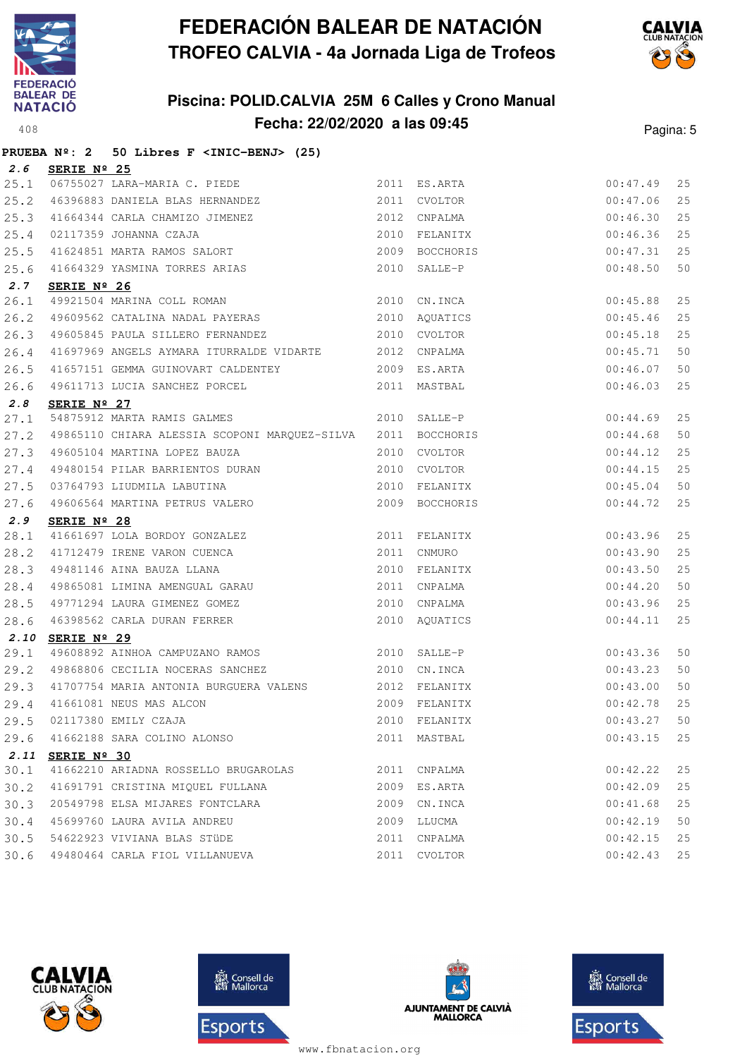# FEDERACIÓN BALEAR DE NATACIÓN

## TROFEO CALVIA - 4a Jornada Liga de Trofeos

### Piscina: POLID.CALVIA 25M 6 Calles y Crono Manual

### Fecha: 22/02/2020 a las 09:45

408

**PRUEBA Nº: 2 50 Libres F <INIC-BENJ> (25)**

**2.6 SERIE Nº 25**

| | | | | | | |
|---|---|---|---|---|---|---|
| 25.1 | 06755027 | LARA-MARIA C. PIEDE | 2011 | ES.ARTA | 00:47.49 | 25 |
| 25.2 | 46396883 | DANIELA BLAS HERNANDEZ | 2011 | CVOLTOR | 00:47.06 | 25 |
| 25.3 | 41664344 | CARLA CHAMIZO JIMENEZ | 2012 | CNPALMA | 00:46.30 | 25 |
| 25.4 | 02117359 | JOHANNA CZAJA | 2010 | FELANITX | 00:46.36 | 25 |
| 25.5 | 41624851 | MARTA RAMOS SALORT | 2009 | BOCCHORIS | 00:47.31 | 25 |
| 25.6 | 41664329 | YASMINA TORRES ARIAS | 2010 | SALLE-P | 00:48.50 | 50 |

**2.7 SERIE Nº 26**

| | | | | | | |
|---|---|---|---|---|---|---|
| 26.1 | 49921504 | MARINA COLL ROMAN | 2010 | CN.INCA | 00:45.88 | 25 |
| 26.2 | 49609562 | CATALINA NADAL PAYERAS | 2010 | AQUATICS | 00:45.46 | 25 |
| 26.3 | 49605845 | PAULA SILLERO FERNANDEZ | 2010 | CVOLTOR | 00:45.18 | 25 |
| 26.4 | 41697969 | ANGELS AYMARA ITURRALDE VIDARTE | 2012 | CNPALMA | 00:45.71 | 50 |
| 26.5 | 41657151 | GEMMA GUINOVART CALDENTEY | 2009 | ES.ARTA | 00:46.07 | 50 |
| 26.6 | 49611713 | LUCIA SANCHEZ PORCEL | 2011 | MASTBAL | 00:46.03 | 25 |

**2.8 SERIE Nº 27**

| | | | | | | |
|---|---|---|---|---|---|---|
| 27.1 | 54875912 | MARTA RAMIS GALMES | 2010 | SALLE-P | 00:44.69 | 25 |
| 27.2 | 49865110 | CHIARA ALESSIA SCOPONI MARQUEZ-SILVA | 2011 | BOCCHORIS | 00:44.68 | 50 |
| 27.3 | 49605104 | MARTINA LOPEZ BAUZA | 2010 | CVOLTOR | 00:44.12 | 25 |
| 27.4 | 49480154 | PILAR BARRIENTOS DURAN | 2010 | CVOLTOR | 00:44.15 | 25 |
| 27.5 | 03764793 | LIUDMILA LABUTINA | 2010 | FELANITX | 00:45.04 | 50 |
| 27.6 | 49606564 | MARTINA PETRUS VALERO | 2009 | BOCCHORIS | 00:44.72 | 25 |

**2.9 SERIE Nº 28**

| | | | | | | |
|---|---|---|---|---|---|---|
| 28.1 | 41661697 | LOLA BORDOY GONZALEZ | 2011 | FELANITX | 00:43.96 | 25 |
| 28.2 | 41712479 | IRENE VARON CUENCA | 2011 | CNMURO | 00:43.90 | 25 |
| 28.3 | 49481146 | AINA BAUZA LLANA | 2010 | FELANITX | 00:43.50 | 25 |
| 28.4 | 49865081 | LIMINA AMENGUAL GARAU | 2011 | CNPALMA | 00:44.20 | 50 |
| 28.5 | 49771294 | LAURA GIMENEZ GOMEZ | 2010 | CNPALMA | 00:43.96 | 25 |
| 28.6 | 46398562 | CARLA DURAN FERRER | 2010 | AQUATICS | 00:44.11 | 25 |

**2.10 SERIE Nº 29**

| | | | | | | |
|---|---|---|---|---|---|---|
| 29.1 | 49608892 | AINHOA CAMPUZANO RAMOS | 2010 | SALLE-P | 00:43.36 | 50 |
| 29.2 | 49868806 | CECILIA NOCERAS SANCHEZ | 2010 | CN.INCA | 00:43.23 | 50 |
| 29.3 | 41707754 | MARIA ANTONIA BURGUERA VALENS | 2012 | FELANITX | 00:43.00 | 50 |
| 29.4 | 41661081 | NEUS MAS ALCON | 2009 | FELANITX | 00:42.78 | 25 |
| 29.5 | 02117380 | EMILY CZAJA | 2010 | FELANITX | 00:43.27 | 50 |
| 29.6 | 41662188 | SARA COLINO ALONSO | 2011 | MASTBAL | 00:43.15 | 25 |

**2.11 SERIE Nº 30**

| | | | | | | |
|---|---|---|---|---|---|---|
| 30.1 | 41662210 | ARIADNA ROSSELLO BRUGAROLAS | 2011 | CNPALMA | 00:42.22 | 25 |
| 30.2 | 41691791 | CRISTINA MIQUEL FULLANA | 2009 | ES.ARTA | 00:42.09 | 25 |
| 30.3 | 20549798 | ELSA MIJARES FONTCLARA | 2009 | CN.INCA | 00:41.68 | 25 |
| 30.4 | 45699760 | LAURA AVILA ANDREU | 2009 | LLUCMA | 00:42.19 | 50 |
| 30.5 | 54622923 | VIVIANA BLAS STÜDE | 2011 | CNPALMA | 00:42.15 | 25 |
| 30.6 | 49480464 | CARLA FIOL VILLANUEVA | 2011 | CVOLTOR | 00:42.43 | 25 |

www.fbnatacion.org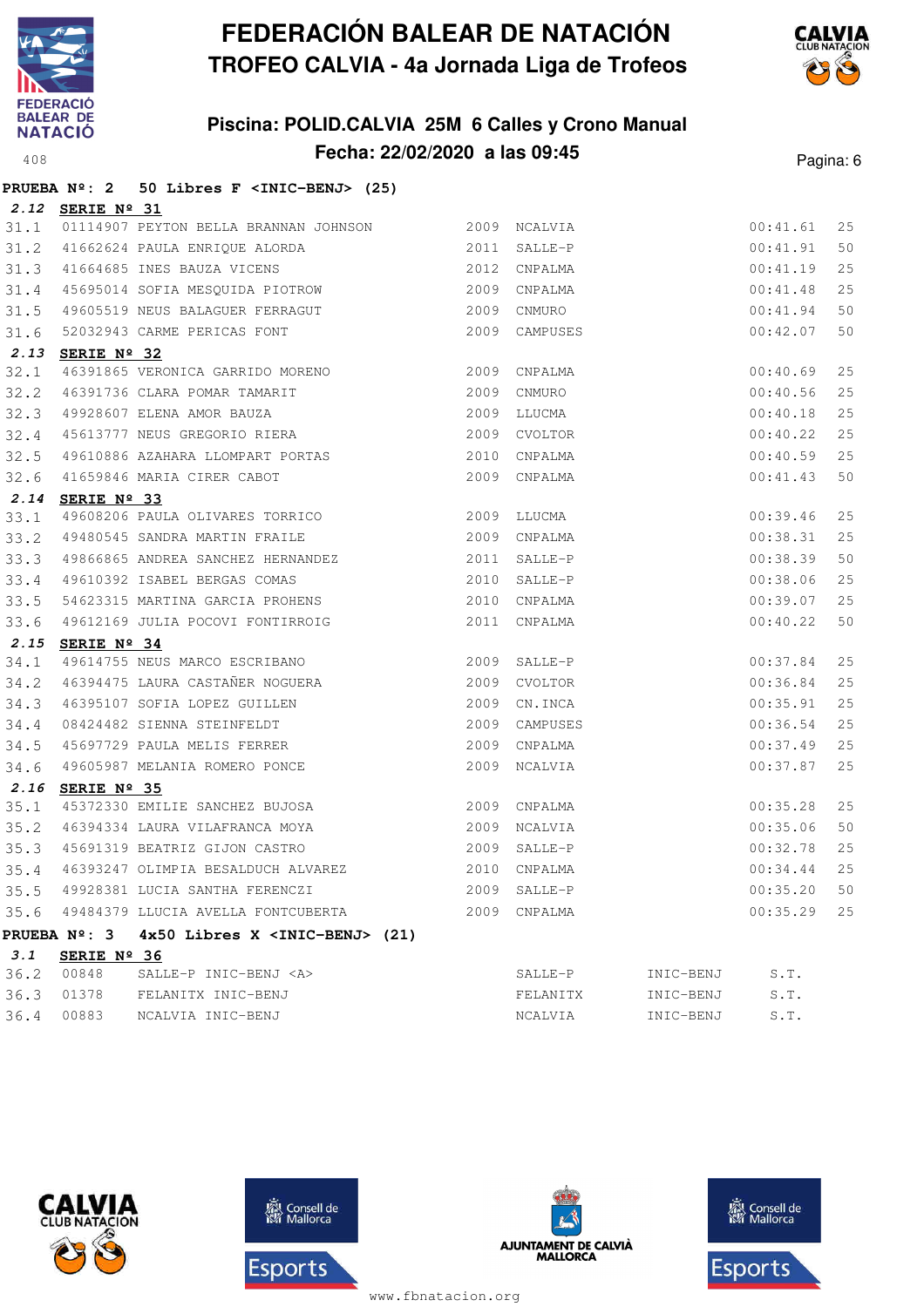# FEDERACIÓN BALEAR DE NATACIÓN

## TROFEO CALVIA - 4a Jornada Liga de Trofeos

### Piscina: POLID.CALVIA 25M 6 Calles y Crono Manual

### Fecha: 22/02/2020 a las 09:45

**PRUEBA Nº: 2 50 Libres F <INIC-BENJ> (25)**

**2.12 SERIE Nº 31**

| | | | | | |
|---|---|---|---|---|---|
| 31.1 | 01114907 PEYTON BELLA BRANNAN JOHNSON | 2009 | NCALVIA | 00:41.61 | 25 |
| 31.2 | 41662624 PAULA ENRIQUE ALORDA | 2011 | SALLE-P | 00:41.91 | 50 |
| 31.3 | 41664685 INES BAUZA VICENS | 2012 | CNPALMA | 00:41.19 | 25 |
| 31.4 | 45695014 SOFIA MESQUIDA PIOTROW | 2009 | CNPALMA | 00:41.48 | 25 |
| 31.5 | 49605519 NEUS BALAGUER FERRAGUT | 2009 | CNMURO | 00:41.94 | 50 |
| 31.6 | 52032943 CARME PERICAS FONT | 2009 | CAMPUSES | 00:42.07 | 50 |

**2.13 SERIE Nº 32**

| | | | | | |
|---|---|---|---|---|---|
| 32.1 | 46391865 VERONICA GARRIDO MORENO | 2009 | CNPALMA | 00:40.69 | 25 |
| 32.2 | 46391736 CLARA POMAR TAMARIT | 2009 | CNMURO | 00:40.56 | 25 |
| 32.3 | 49928607 ELENA AMOR BAUZA | 2009 | LLUCMA | 00:40.18 | 25 |
| 32.4 | 45613777 NEUS GREGORIO RIERA | 2009 | CVOLTOR | 00:40.22 | 25 |
| 32.5 | 49610886 AZAHARA LLOMPART PORTAS | 2010 | CNPALMA | 00:40.59 | 25 |
| 32.6 | 41659846 MARIA CIRER CABOT | 2009 | CNPALMA | 00:41.43 | 50 |

**2.14 SERIE Nº 33**

| | | | | | |
|---|---|---|---|---|---|
| 33.1 | 49608206 PAULA OLIVARES TORRICO | 2009 | LLUCMA | 00:39.46 | 25 |
| 33.2 | 49480545 SANDRA MARTIN FRAILE | 2009 | CNPALMA | 00:38.31 | 25 |
| 33.3 | 49866865 ANDREA SANCHEZ HERNANDEZ | 2011 | SALLE-P | 00:38.39 | 50 |
| 33.4 | 49610392 ISABEL BERGAS COMAS | 2010 | SALLE-P | 00:38.06 | 25 |
| 33.5 | 54623315 MARTINA GARCIA PROHENS | 2010 | CNPALMA | 00:39.07 | 25 |
| 33.6 | 49612169 JULIA POCOVI FONTIRROIG | 2011 | CNPALMA | 00:40.22 | 50 |

**2.15 SERIE Nº 34**

| | | | | | |
|---|---|---|---|---|---|
| 34.1 | 49614755 NEUS MARCO ESCRIBANO | 2009 | SALLE-P | 00:37.84 | 25 |
| 34.2 | 46394475 LAURA CASTAÑER NOGUERA | 2009 | CVOLTOR | 00:36.84 | 25 |
| 34.3 | 46395107 SOFIA LOPEZ GUILLEN | 2009 | CN.INCA | 00:35.91 | 25 |
| 34.4 | 08424482 SIENNA STEINFELDT | 2009 | CAMPUSES | 00:36.54 | 25 |
| 34.5 | 45697729 PAULA MELIS FERRER | 2009 | CNPALMA | 00:37.49 | 25 |
| 34.6 | 49605987 MELANIA ROMERO PONCE | 2009 | NCALVIA | 00:37.87 | 25 |

**2.16 SERIE Nº 35**

| | | | | | |
|---|---|---|---|---|---|
| 35.1 | 45372330 EMILIE SANCHEZ BUJOSA | 2009 | CNPALMA | 00:35.28 | 25 |
| 35.2 | 46394334 LAURA VILAFRANCA MOYA | 2009 | NCALVIA | 00:35.06 | 50 |
| 35.3 | 45691319 BEATRIZ GIJON CASTRO | 2009 | SALLE-P | 00:32.78 | 25 |
| 35.4 | 46393247 OLIMPIA BESALDUCH ALVAREZ | 2010 | CNPALMA | 00:34.44 | 25 |
| 35.5 | 49928381 LUCIA SANTHA FERENCZI | 2009 | SALLE-P | 00:35.20 | 50 |
| 35.6 | 49484379 LLUCIA AVELLA FONTCUBERTA | 2009 | CNPALMA | 00:35.29 | 25 |

**PRUEBA Nº: 3 4x50 Libres X <INIC-BENJ> (21)**

**3.1 SERIE Nº 36**

| | | | | |
|---|---|---|---|---|
| 36.2 | 00848 SALLE-P INIC-BENJ <A> | SALLE-P | INIC-BENJ | S.T. |
| 36.3 | 01378 FELANITX INIC-BENJ | FELANITX | INIC-BENJ | S.T. |
| 36.4 | 00883 NCALVIA INIC-BENJ | NCALVIA | INIC-BENJ | S.T. |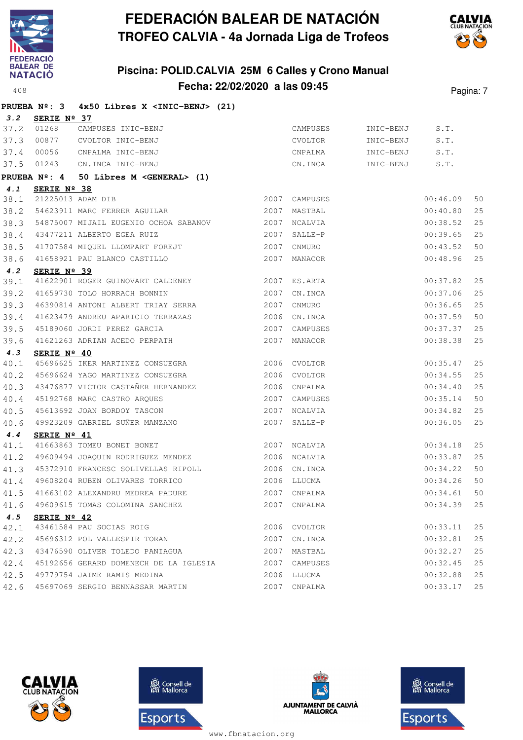# FEDERACIÓN BALEAR DE NATACIÓN
## TROFEO CALVIA - 4a Jornada Liga de Trofeos

### Piscina: POLID.CALVIA 25M 6 Calles y Crono Manual
### Fecha: 22/02/2020 a las 09:45

**PRUEBA Nº: 3 4x50 Libres X <INIC-BENJ> (21)**

***3.2*** **SERIE Nº 37**

| | | | | | | |
|---|---|---|---|---|---|---|
| 37.2 | 01268 | CAMPUSES INIC-BENJ | | CAMPUSES | INIC-BENJ | S.T. |
| 37.3 | 00877 | CVOLTOR INIC-BENJ | | CVOLTOR | INIC-BENJ | S.T. |
| 37.4 | 00056 | CNPALMA INIC-BENJ | | CNPALMA | INIC-BENJ | S.T. |
| 37.5 | 01243 | CN.INCA INIC-BENJ | | CN.INCA | INIC-BENJ | S.T. |

**PRUEBA Nº: 4 50 Libres M <GENERAL> (1)**

***4.1*** **SERIE Nº 38**

| | | | | | | |
|---|---|---|---|---|---|---|
| 38.1 | 21225013 | ADAM DIB | 2007 | CAMPUSES | 00:46.09 | 50 |
| 38.2 | 54623911 | MARC FERRER AGUILAR | 2007 | MASTBAL | 00:40.80 | 25 |
| 38.3 | 54875007 | MIJAIL EUGENIO OCHOA SABANOV | 2007 | NCALVIA | 00:38.52 | 25 |
| 38.4 | 43477211 | ALBERTO EGEA RUIZ | 2007 | SALLE-P | 00:39.65 | 25 |
| 38.5 | 41707584 | MIQUEL LLOMPART FOREJT | 2007 | CNMURO | 00:43.52 | 50 |
| 38.6 | 41658921 | PAU BLANCO CASTILLO | 2007 | MANACOR | 00:48.96 | 25 |

***4.2*** **SERIE Nº 39**

| | | | | | | |
|---|---|---|---|---|---|---|
| 39.1 | 41622901 | ROGER GUINOVART CALDENEY | 2007 | ES.ARTA | 00:37.82 | 25 |
| 39.2 | 41659730 | TOLO HORRACH BONNIN | 2007 | CN.INCA | 00:37.06 | 25 |
| 39.3 | 46390814 | ANTONI ALBERT TRIAY SERRA | 2007 | CNMURO | 00:36.65 | 25 |
| 39.4 | 41623479 | ANDREU APARICIO TERRAZAS | 2006 | CN.INCA | 00:37.59 | 50 |
| 39.5 | 45189060 | JORDI PEREZ GARCIA | 2007 | CAMPUSES | 00:37.37 | 25 |
| 39.6 | 41621263 | ADRIAN ACEDO PERPATH | 2007 | MANACOR | 00:38.38 | 25 |

***4.3*** **SERIE Nº 40**

| | | | | | | |
|---|---|---|---|---|---|---|
| 40.1 | 45696625 | IKER MARTINEZ CONSUEGRA | 2006 | CVOLTOR | 00:35.47 | 25 |
| 40.2 | 45696624 | YAGO MARTINEZ CONSUEGRA | 2006 | CVOLTOR | 00:34.55 | 25 |
| 40.3 | 43476877 | VICTOR CASTAÑER HERNANDEZ | 2006 | CNPALMA | 00:34.40 | 25 |
| 40.4 | 45192768 | MARC CASTRO ARQUES | 2007 | CAMPUSES | 00:35.14 | 50 |
| 40.5 | 45613692 | JOAN BORDOY TASCON | 2007 | NCALVIA | 00:34.82 | 25 |
| 40.6 | 49923209 | GABRIEL SUÑER MANZANO | 2007 | SALLE-P | 00:36.05 | 25 |

***4.4*** **SERIE Nº 41**

| | | | | | | |
|---|---|---|---|---|---|---|
| 41.1 | 41663863 | TOMEU BONET BONET | 2007 | NCALVIA | 00:34.18 | 25 |
| 41.2 | 49609494 | JOAQUIN RODRIGUEZ MENDEZ | 2006 | NCALVIA | 00:33.87 | 25 |
| 41.3 | 45372910 | FRANCESC SOLIVELLAS RIPOLL | 2006 | CN.INCA | 00:34.22 | 50 |
| 41.4 | 49608204 | RUBEN OLIVARES TORRICO | 2006 | LLUCMA | 00:34.26 | 50 |
| 41.5 | 41663102 | ALEXANDRU MEDREA PADURE | 2007 | CNPALMA | 00:34.61 | 50 |
| 41.6 | 49609615 | TOMAS COLOMINA SANCHEZ | 2007 | CNPALMA | 00:34.39 | 25 |

***4.5*** **SERIE Nº 42**

| | | | | | | |
|---|---|---|---|---|---|---|
| 42.1 | 43461584 | PAU SOCIAS ROIG | 2006 | CVOLTOR | 00:33.11 | 25 |
| 42.2 | 45696312 | POL VALLESPIR TORAN | 2007 | CN.INCA | 00:32.81 | 25 |
| 42.3 | 43476590 | OLIVER TOLEDO PANIAGUA | 2007 | MASTBAL | 00:32.27 | 25 |
| 42.4 | 45192656 | GERARD DOMENECH DE LA IGLESIA | 2007 | CAMPUSES | 00:32.45 | 25 |
| 42.5 | 49779754 | JAIME RAMIS MEDINA | 2006 | LLUCMA | 00:32.88 | 25 |
| 42.6 | 45697069 | SERGIO BENNASSAR MARTIN | 2007 | CNPALMA | 00:33.17 | 25 |

www.fbnatacion.org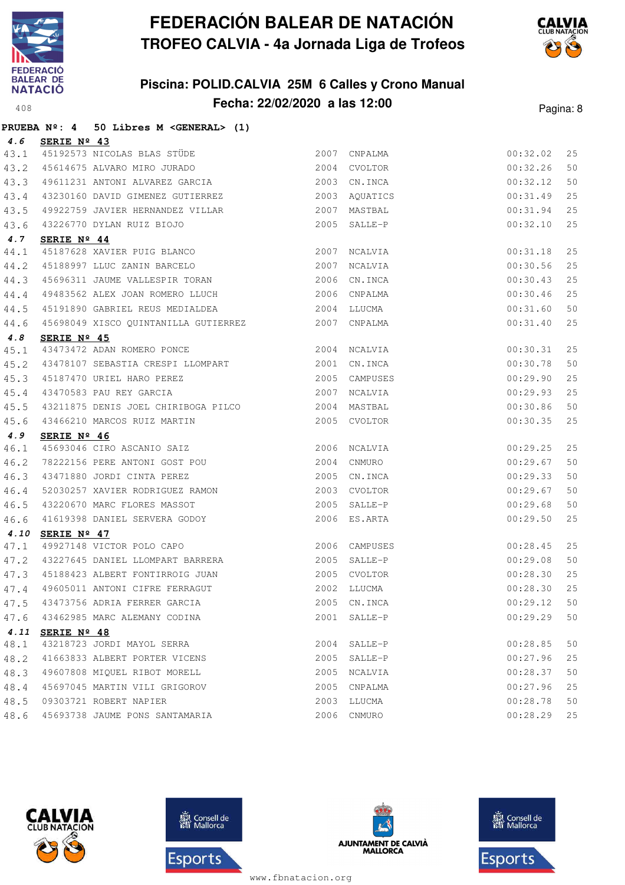# FEDERACIÓN BALEAR DE NATACIÓN
## TROFEO CALVIA - 4a Jornada Liga de Trofeos

### Piscina: POLID.CALVIA 25M 6 Calles y Crono Manual
### Fecha: 22/02/2020 a las 12:00

**PRUEBA Nº: 4 50 Libres M <GENERAL> (1)**

**4.6 SERIE Nº 43**

| | | | | | | |
|---|---|---|---|---|---|---|
| 43.1 | 45192573 | NICOLAS BLAS STÜDE | 2007 | CNPALMA | 00:32.02 | 25 |
| 43.2 | 45614675 | ALVARO MIRO JURADO | 2004 | CVOLTOR | 00:32.26 | 50 |
| 43.3 | 49611231 | ANTONI ALVAREZ GARCIA | 2003 | CN.INCA | 00:32.12 | 50 |
| 43.4 | 43230160 | DAVID GIMENEZ GUTIERREZ | 2003 | AQUATICS | 00:31.49 | 25 |
| 43.5 | 49922759 | JAVIER HERNANDEZ VILLAR | 2007 | MASTBAL | 00:31.94 | 25 |
| 43.6 | 43226770 | DYLAN RUIZ BIOJO | 2005 | SALLE-P | 00:32.10 | 25 |

**4.7 SERIE Nº 44**

| | | | | | | |
|---|---|---|---|---|---|---|
| 44.1 | 45187628 | XAVIER PUIG BLANCO | 2007 | NCALVIA | 00:31.18 | 25 |
| 44.2 | 45188997 | LLUC ZANIN BARCELO | 2007 | NCALVIA | 00:30.56 | 25 |
| 44.3 | 45696311 | JAUME VALLESPIR TORAN | 2006 | CN.INCA | 00:30.43 | 25 |
| 44.4 | 49483562 | ALEX JOAN ROMERO LLUCH | 2006 | CNPALMA | 00:30.46 | 25 |
| 44.5 | 45191890 | GABRIEL REUS MEDIALDEA | 2004 | LLUCMA | 00:31.60 | 50 |
| 44.6 | 45698049 | XISCO QUINTANILLA GUTIERREZ | 2007 | CNPALMA | 00:31.40 | 25 |

**4.8 SERIE Nº 45**

| | | | | | | |
|---|---|---|---|---|---|---|
| 45.1 | 43473472 | ADAN ROMERO PONCE | 2004 | NCALVIA | 00:30.31 | 25 |
| 45.2 | 43478107 | SEBASTIA CRESPI LLOMPART | 2001 | CN.INCA | 00:30.78 | 50 |
| 45.3 | 45187470 | URIEL HARO PEREZ | 2005 | CAMPUSES | 00:29.90 | 25 |
| 45.4 | 43470583 | PAU REY GARCIA | 2007 | NCALVIA | 00:29.93 | 25 |
| 45.5 | 43211875 | DENIS JOEL CHIRIBOGA PILCO | 2004 | MASTBAL | 00:30.86 | 50 |
| 45.6 | 43466210 | MARCOS RUIZ MARTIN | 2005 | CVOLTOR | 00:30.35 | 25 |

**4.9 SERIE Nº 46**

| | | | | | | |
|---|---|---|---|---|---|---|
| 46.1 | 45693046 | CIRO ASCANIO SAIZ | 2006 | NCALVIA | 00:29.25 | 25 |
| 46.2 | 78222156 | PERE ANTONI GOST POU | 2004 | CNMURO | 00:29.67 | 50 |
| 46.3 | 43471880 | JORDI CINTA PEREZ | 2005 | CN.INCA | 00:29.33 | 50 |
| 46.4 | 52030257 | XAVIER RODRIGUEZ RAMON | 2003 | CVOLTOR | 00:29.67 | 50 |
| 46.5 | 43220670 | MARC FLORES MASSOT | 2005 | SALLE-P | 00:29.68 | 50 |
| 46.6 | 41619398 | DANIEL SERVERA GODOY | 2006 | ES.ARTA | 00:29.50 | 25 |

**4.10 SERIE Nº 47**

| | | | | | | |
|---|---|---|---|---|---|---|
| 47.1 | 49927148 | VICTOR POLO CAPO | 2006 | CAMPUSES | 00:28.45 | 25 |
| 47.2 | 43227645 | DANIEL LLOMPART BARRERA | 2005 | SALLE-P | 00:29.08 | 50 |
| 47.3 | 45188423 | ALBERT FONTIRROIG JUAN | 2005 | CVOLTOR | 00:28.30 | 25 |
| 47.4 | 49605011 | ANTONI CIFRE FERRAGUT | 2002 | LLUCMA | 00:28.30 | 25 |
| 47.5 | 43473756 | ADRIA FERRER GARCIA | 2005 | CN.INCA | 00:29.12 | 50 |
| 47.6 | 43462985 | MARC ALEMANY CODINA | 2001 | SALLE-P | 00:29.29 | 50 |

**4.11 SERIE Nº 48**

| | | | | | | |
|---|---|---|---|---|---|---|
| 48.1 | 43218723 | JORDI MAYOL SERRA | 2004 | SALLE-P | 00:28.85 | 50 |
| 48.2 | 41663833 | ALBERT PORTER VICENS | 2005 | SALLE-P | 00:27.96 | 25 |
| 48.3 | 49607808 | MIQUEL RIBOT MORELL | 2005 | NCALVIA | 00:28.37 | 50 |
| 48.4 | 45697045 | MARTIN VILI GRIGOROV | 2005 | CNPALMA | 00:27.96 | 25 |
| 48.5 | 09303721 | ROBERT NAPIER | 2003 | LLUCMA | 00:28.78 | 50 |
| 48.6 | 45693738 | JAUME PONS SANTAMARIA | 2006 | CNMURO | 00:28.29 | 25 |

www.fbnatacion.org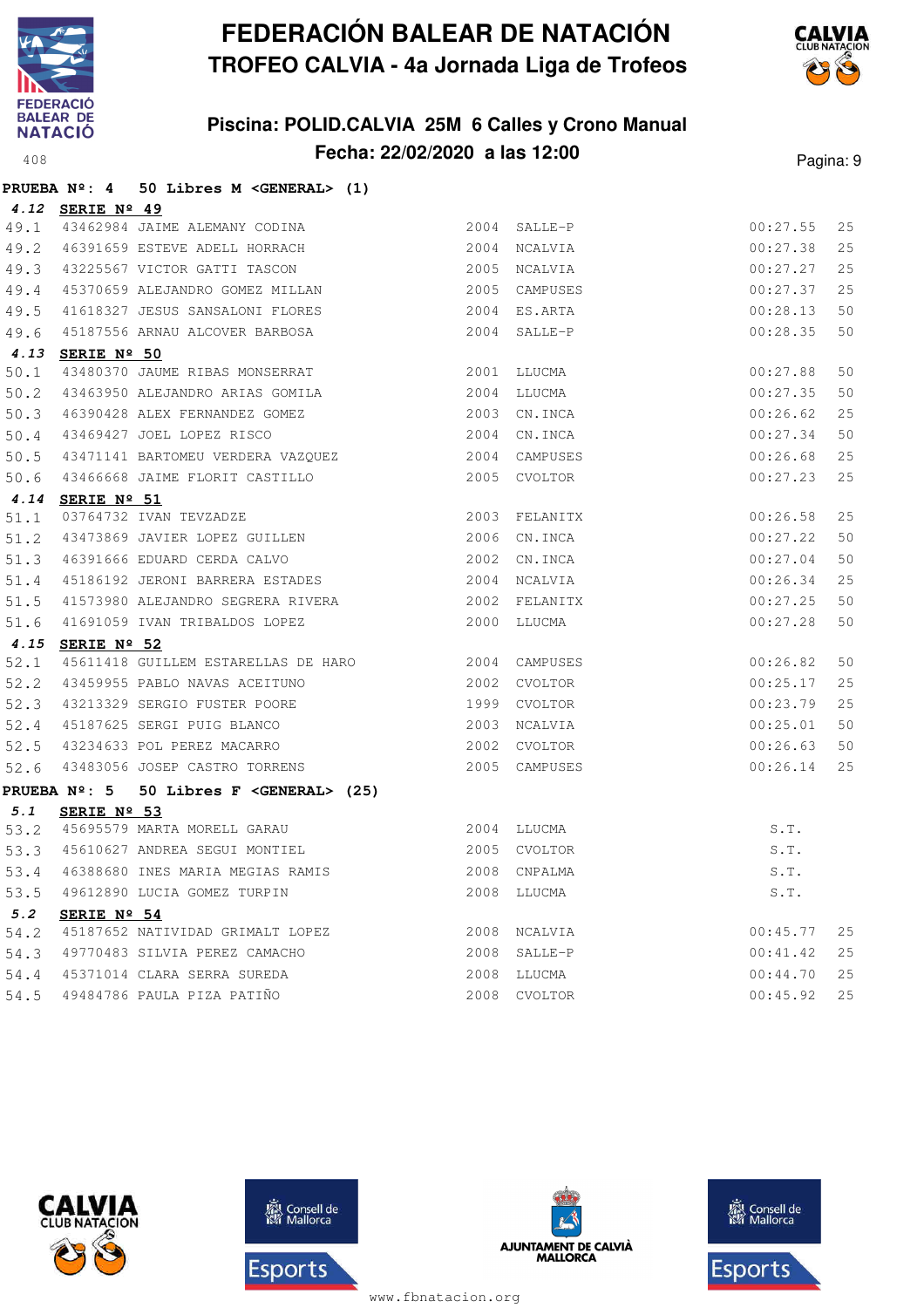# FEDERACIÓN BALEAR DE NATACIÓN
## TROFEO CALVIA - 4a Jornada Liga de Trofeos

### Piscina: POLID.CALVIA 25M 6 Calles y Crono Manual
### Fecha: 22/02/2020 a las 12:00

**PRUEBA Nº: 4 50 Libres M <GENERAL> (1)**

**4.12 SERIE Nº 49**

| | | | | | | |
|---|---|---|---|---|---|---|
| 49.1 | 43462984 | JAIME ALEMANY CODINA | 2004 | SALLE-P | 00:27.55 | 25 |
| 49.2 | 46391659 | ESTEVE ADELL HORRACH | 2004 | NCALVIA | 00:27.38 | 25 |
| 49.3 | 43225567 | VICTOR GATTI TASCON | 2005 | NCALVIA | 00:27.27 | 25 |
| 49.4 | 45370659 | ALEJANDRO GOMEZ MILLAN | 2005 | CAMPUSES | 00:27.37 | 25 |
| 49.5 | 41618327 | JESUS SANSALONI FLORES | 2004 | ES.ARTA | 00:28.13 | 50 |
| 49.6 | 45187556 | ARNAU ALCOVER BARBOSA | 2004 | SALLE-P | 00:28.35 | 50 |

**4.13 SERIE Nº 50**

| | | | | | | |
|---|---|---|---|---|---|---|
| 50.1 | 43480370 | JAUME RIBAS MONSERRAT | 2001 | LLUCMA | 00:27.88 | 50 |
| 50.2 | 43463950 | ALEJANDRO ARIAS GOMILA | 2004 | LLUCMA | 00:27.35 | 50 |
| 50.3 | 46390428 | ALEX FERNANDEZ GOMEZ | 2003 | CN.INCA | 00:26.62 | 25 |
| 50.4 | 43469427 | JOEL LOPEZ RISCO | 2004 | CN.INCA | 00:27.34 | 50 |
| 50.5 | 43471141 | BARTOMEU VERDERA VAZQUEZ | 2004 | CAMPUSES | 00:26.68 | 25 |
| 50.6 | 43466668 | JAIME FLORIT CASTILLO | 2005 | CVOLTOR | 00:27.23 | 25 |

**4.14 SERIE Nº 51**

| | | | | | | |
|---|---|---|---|---|---|---|
| 51.1 | 03764732 | IVAN TEVZADZE | 2003 | FELANITX | 00:26.58 | 25 |
| 51.2 | 43473869 | JAVIER LOPEZ GUILLEN | 2006 | CN.INCA | 00:27.22 | 50 |
| 51.3 | 46391666 | EDUARD CERDA CALVO | 2002 | CN.INCA | 00:27.04 | 50 |
| 51.4 | 45186192 | JERONI BARRERA ESTADES | 2004 | NCALVIA | 00:26.34 | 25 |
| 51.5 | 41573980 | ALEJANDRO SEGRERA RIVERA | 2002 | FELANITX | 00:27.25 | 50 |
| 51.6 | 41691059 | IVAN TRIBALDOS LOPEZ | 2000 | LLUCMA | 00:27.28 | 50 |

**4.15 SERIE Nº 52**

| | | | | | | |
|---|---|---|---|---|---|---|
| 52.1 | 45611418 | GUILLEM ESTARELLAS DE HARO | 2004 | CAMPUSES | 00:26.82 | 50 |
| 52.2 | 43459955 | PABLO NAVAS ACEITUNO | 2002 | CVOLTOR | 00:25.17 | 25 |
| 52.3 | 43213329 | SERGIO FUSTER POORE | 1999 | CVOLTOR | 00:23.79 | 25 |
| 52.4 | 45187625 | SERGI PUIG BLANCO | 2003 | NCALVIA | 00:25.01 | 50 |
| 52.5 | 43234633 | POL PEREZ MACARRO | 2002 | CVOLTOR | 00:26.63 | 50 |
| 52.6 | 43483056 | JOSEP CASTRO TORRENS | 2005 | CAMPUSES | 00:26.14 | 25 |

**PRUEBA Nº: 5 50 Libres F <GENERAL> (25)**

**5.1 SERIE Nº 53**

| | | | | | | |
|---|---|---|---|---|---|---|
| 53.2 | 45695579 | MARTA MORELL GARAU | 2004 | LLUCMA | S.T. | |
| 53.3 | 45610627 | ANDREA SEGUI MONTIEL | 2005 | CVOLTOR | S.T. | |
| 53.4 | 46388680 | INES MARIA MEGIAS RAMIS | 2008 | CNPALMA | S.T. | |
| 53.5 | 49612890 | LUCIA GOMEZ TURPIN | 2008 | LLUCMA | S.T. | |

**5.2 SERIE Nº 54**

| | | | | | | |
|---|---|---|---|---|---|---|
| 54.2 | 45187652 | NATIVIDAD GRIMALT LOPEZ | 2008 | NCALVIA | 00:45.77 | 25 |
| 54.3 | 49770483 | SILVIA PEREZ CAMACHO | 2008 | SALLE-P | 00:41.42 | 25 |
| 54.4 | 45371014 | CLARA SERRA SUREDA | 2008 | LLUCMA | 00:44.70 | 25 |
| 54.5 | 49484786 | PAULA PIZA PATIÑO | 2008 | CVOLTOR | 00:45.92 | 25 |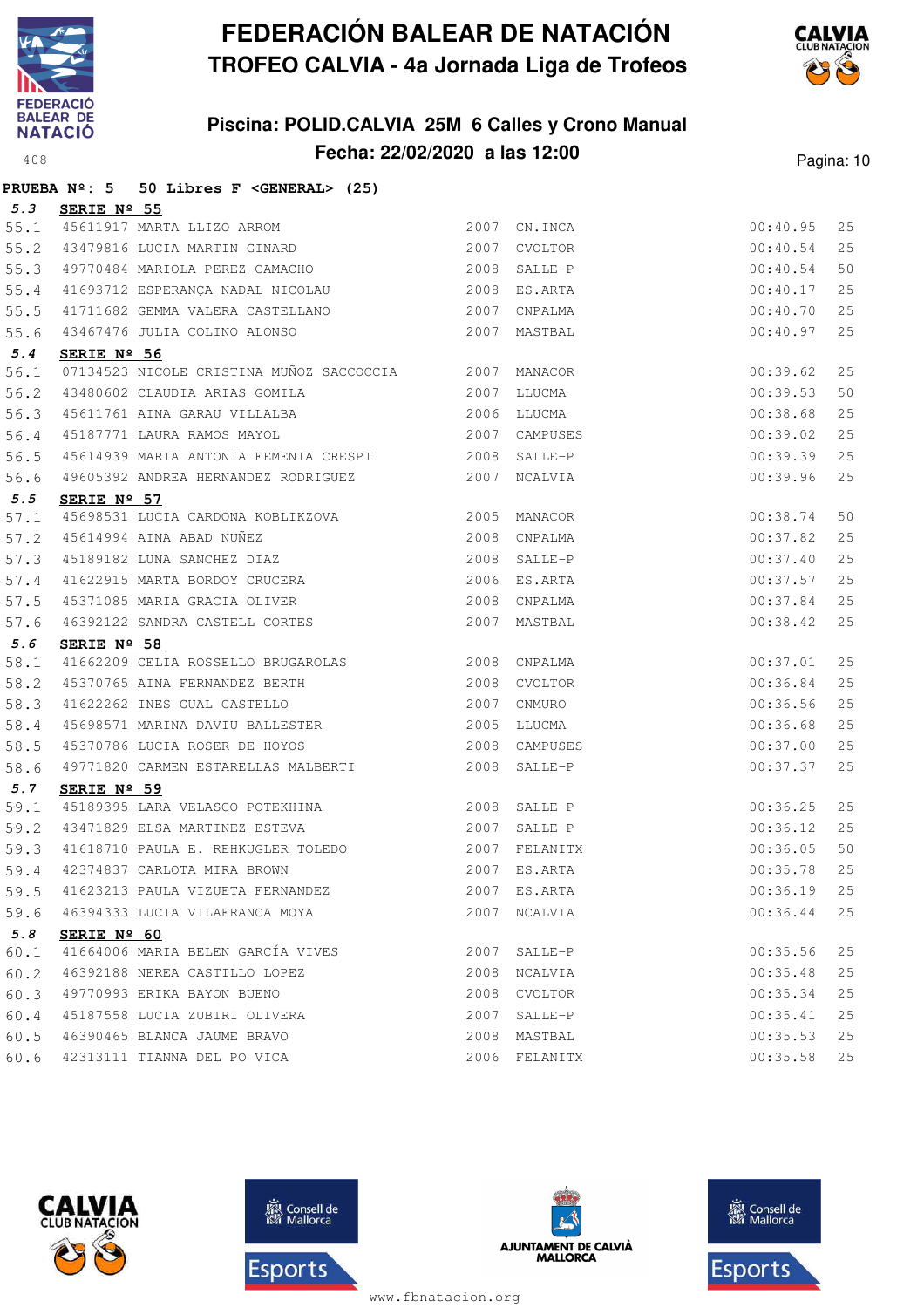# FEDERACIÓN BALEAR DE NATACIÓN
## TROFEO CALVIA - 4a Jornada Liga de Trofeos

### Piscina: POLID.CALVIA 25M 6 Calles y Crono Manual
### Fecha: 22/02/2020 a las 12:00

**PRUEBA Nº: 5 50 Libres F <GENERAL> (25)**

**5.3 SERIE Nº 55**

| | | | | | | |
|---|---|---|---|---|---|---|
| 55.1 | 45611917 | MARTA LLIZO ARROM | 2007 | CN.INCA | 00:40.95 | 25 |
| 55.2 | 43479816 | LUCIA MARTIN GINARD | 2007 | CVOLTOR | 00:40.54 | 25 |
| 55.3 | 49770484 | MARIOLA PEREZ CAMACHO | 2008 | SALLE-P | 00:40.54 | 50 |
| 55.4 | 41693712 | ESPERANÇA NADAL NICOLAU | 2008 | ES.ARTA | 00:40.17 | 25 |
| 55.5 | 41711682 | GEMMA VALERA CASTELLANO | 2007 | CNPALMA | 00:40.70 | 25 |
| 55.6 | 43467476 | JULIA COLINO ALONSO | 2007 | MASTBAL | 00:40.97 | 25 |

**5.4 SERIE Nº 56**

| | | | | | | |
|---|---|---|---|---|---|---|
| 56.1 | 07134523 | NICOLE CRISTINA MUÑOZ SACCOCCIA | 2007 | MANACOR | 00:39.62 | 25 |
| 56.2 | 43480602 | CLAUDIA ARIAS GOMILA | 2007 | LLUCMA | 00:39.53 | 50 |
| 56.3 | 45611761 | AINA GARAU VILLALBA | 2006 | LLUCMA | 00:38.68 | 25 |
| 56.4 | 45187771 | LAURA RAMOS MAYOL | 2007 | CAMPUSES | 00:39.02 | 25 |
| 56.5 | 45614939 | MARIA ANTONIA FEMENIA CRESPI | 2008 | SALLE-P | 00:39.39 | 25 |
| 56.6 | 49605392 | ANDREA HERNANDEZ RODRIGUEZ | 2007 | NCALVIA | 00:39.96 | 25 |

**5.5 SERIE Nº 57**

| | | | | | | |
|---|---|---|---|---|---|---|
| 57.1 | 45698531 | LUCIA CARDONA KOBLIKZOVA | 2005 | MANACOR | 00:38.74 | 50 |
| 57.2 | 45614994 | AINA ABAD NUÑEZ | 2008 | CNPALMA | 00:37.82 | 25 |
| 57.3 | 45189182 | LUNA SANCHEZ DIAZ | 2008 | SALLE-P | 00:37.40 | 25 |
| 57.4 | 41622915 | MARTA BORDOY CRUCERA | 2006 | ES.ARTA | 00:37.57 | 25 |
| 57.5 | 45371085 | MARIA GRACIA OLIVER | 2008 | CNPALMA | 00:37.84 | 25 |
| 57.6 | 46392122 | SANDRA CASTELL CORTES | 2007 | MASTBAL | 00:38.42 | 25 |

**5.6 SERIE Nº 58**

| | | | | | | |
|---|---|---|---|---|---|---|
| 58.1 | 41662209 | CELIA ROSSELLO BRUGAROLAS | 2008 | CNPALMA | 00:37.01 | 25 |
| 58.2 | 45370765 | AINA FERNANDEZ BERTH | 2008 | CVOLTOR | 00:36.84 | 25 |
| 58.3 | 41622262 | INES GUAL CASTELLO | 2007 | CNMURO | 00:36.56 | 25 |
| 58.4 | 45698571 | MARINA DAVIU BALLESTER | 2005 | LLUCMA | 00:36.68 | 25 |
| 58.5 | 45370786 | LUCIA ROSER DE HOYOS | 2008 | CAMPUSES | 00:37.00 | 25 |
| 58.6 | 49771820 | CARMEN ESTARELLAS MALBERTI | 2008 | SALLE-P | 00:37.37 | 25 |

**5.7 SERIE Nº 59**

| | | | | | | |
|---|---|---|---|---|---|---|
| 59.1 | 45189395 | LARA VELASCO POTEKHINA | 2008 | SALLE-P | 00:36.25 | 25 |
| 59.2 | 43471829 | ELSA MARTINEZ ESTEVA | 2007 | SALLE-P | 00:36.12 | 25 |
| 59.3 | 41618710 | PAULA E. REHKUGLER TOLEDO | 2007 | FELANITX | 00:36.05 | 50 |
| 59.4 | 42374837 | CARLOTA MIRA BROWN | 2007 | ES.ARTA | 00:35.78 | 25 |
| 59.5 | 41623213 | PAULA VIZUETA FERNANDEZ | 2007 | ES.ARTA | 00:36.19 | 25 |
| 59.6 | 46394333 | LUCIA VILAFRANCA MOYA | 2007 | NCALVIA | 00:36.44 | 25 |

**5.8 SERIE Nº 60**

| | | | | | | |
|---|---|---|---|---|---|---|
| 60.1 | 41664006 | MARIA BELEN GARCÍA VIVES | 2007 | SALLE-P | 00:35.56 | 25 |
| 60.2 | 46392188 | NEREA CASTILLO LOPEZ | 2008 | NCALVIA | 00:35.48 | 25 |
| 60.3 | 49770993 | ERIKA BAYON BUENO | 2008 | CVOLTOR | 00:35.34 | 25 |
| 60.4 | 45187558 | LUCIA ZUBIRI OLIVERA | 2007 | SALLE-P | 00:35.41 | 25 |
| 60.5 | 46390465 | BLANCA JAUME BRAVO | 2008 | MASTBAL | 00:35.53 | 25 |
| 60.6 | 42313111 | TIANNA DEL PO VICA | 2006 | FELANITX | 00:35.58 | 25 |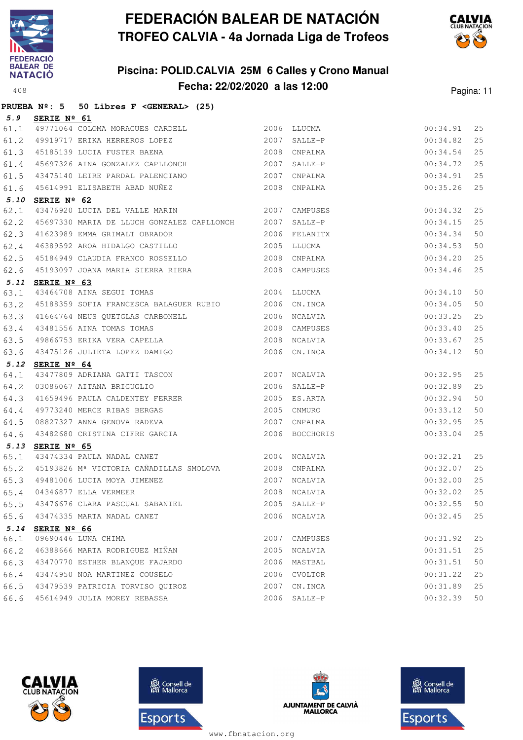# FEDERACIÓN BALEAR DE NATACIÓN

## TROFEO CALVIA - 4a Jornada Liga de Trofeos

### Piscina: POLID.CALVIA 25M 6 Calles y Crono Manual

### Fecha: 22/02/2020 a las 12:00

**PRUEBA Nº: 5 50 Libres F <GENERAL> (25)**

**5.9 SERIE Nº 61**

| | | | | | | |
|---|---|---|---|---|---|---|
| 61.1 | 49771064 | COLOMA MORAGUES CARDELL | 2006 | LLUCMA | 00:34.91 | 25 |
| 61.2 | 49919717 | ERIKA HERREROS LOPEZ | 2007 | SALLE-P | 00:34.82 | 25 |
| 61.3 | 45185139 | LUCIA FUSTER BAENA | 2008 | CNPALMA | 00:34.54 | 25 |
| 61.4 | 45697326 | AINA GONZALEZ CAPLLONCH | 2007 | SALLE-P | 00:34.72 | 25 |
| 61.5 | 43475140 | LEIRE PARDAL PALENCIANO | 2007 | CNPALMA | 00:34.91 | 25 |
| 61.6 | 45614991 | ELISABETH ABAD NUÑEZ | 2008 | CNPALMA | 00:35.26 | 25 |

**5.10 SERIE Nº 62**

| | | | | | | |
|---|---|---|---|---|---|---|
| 62.1 | 43476920 | LUCIA DEL VALLE MARIN | 2007 | CAMPUSES | 00:34.32 | 25 |
| 62.2 | 45697330 | MARIA DE LLUCH GONZALEZ CAPLLONCH | 2007 | SALLE-P | 00:34.15 | 25 |
| 62.3 | 41623989 | EMMA GRIMALT OBRADOR | 2006 | FELANITX | 00:34.34 | 50 |
| 62.4 | 46389592 | AROA HIDALGO CASTILLO | 2005 | LLUCMA | 00:34.53 | 50 |
| 62.5 | 45184949 | CLAUDIA FRANCO ROSSELLO | 2008 | CNPALMA | 00:34.20 | 25 |
| 62.6 | 45193097 | JOANA MARIA SIERRA RIERA | 2008 | CAMPUSES | 00:34.46 | 25 |

**5.11 SERIE Nº 63**

| | | | | | | |
|---|---|---|---|---|---|---|
| 63.1 | 43464708 | AINA SEGUI TOMAS | 2004 | LLUCMA | 00:34.10 | 50 |
| 63.2 | 45188359 | SOFIA FRANCESCA BALAGUER RUBIO | 2006 | CN.INCA | 00:34.05 | 50 |
| 63.3 | 41664764 | NEUS QUETGLAS CARBONELL | 2006 | NCALVIA | 00:33.25 | 25 |
| 63.4 | 43481556 | AINA TOMAS TOMAS | 2008 | CAMPUSES | 00:33.40 | 25 |
| 63.5 | 49866753 | ERIKA VERA CAPELLA | 2008 | NCALVIA | 00:33.67 | 25 |
| 63.6 | 43475126 | JULIETA LOPEZ DAMIGO | 2006 | CN.INCA | 00:34.12 | 50 |

**5.12 SERIE Nº 64**

| | | | | | | |
|---|---|---|---|---|---|---|
| 64.1 | 43477809 | ADRIANA GATTI TASCON | 2007 | NCALVIA | 00:32.95 | 25 |
| 64.2 | 03086067 | AITANA BRIGUGLIO | 2006 | SALLE-P | 00:32.89 | 25 |
| 64.3 | 41659496 | PAULA CALDENTEY FERRER | 2005 | ES.ARTA | 00:32.94 | 50 |
| 64.4 | 49773240 | MERCE RIBAS BERGAS | 2005 | CNMURO | 00:33.12 | 50 |
| 64.5 | 08827327 | ANNA GENOVA RADEVA | 2007 | CNPALMA | 00:32.95 | 25 |
| 64.6 | 43482680 | CRISTINA CIFRE GARCIA | 2006 | BOCCHORIS | 00:33.04 | 25 |

**5.13 SERIE Nº 65**

| | | | | | | |
|---|---|---|---|---|---|---|
| 65.1 | 43474334 | PAULA NADAL CANET | 2004 | NCALVIA | 00:32.21 | 25 |
| 65.2 | 45193826 | Mª VICTORIA CAÑADILLAS SMOLOVA | 2008 | CNPALMA | 00:32.07 | 25 |
| 65.3 | 49481006 | LUCIA MOYA JIMENEZ | 2007 | NCALVIA | 00:32.00 | 25 |
| 65.4 | 04346877 | ELLA VERMEER | 2008 | NCALVIA | 00:32.02 | 25 |
| 65.5 | 43476676 | CLARA PASCUAL SABANIEL | 2005 | SALLE-P | 00:32.55 | 50 |
| 65.6 | 43474335 | MARTA NADAL CANET | 2006 | NCALVIA | 00:32.45 | 25 |

**5.14 SERIE Nº 66**

| | | | | | | |
|---|---|---|---|---|---|---|
| 66.1 | 09690446 | LUNA CHIMA | 2007 | CAMPUSES | 00:31.92 | 25 |
| 66.2 | 46388666 | MARTA RODRIGUEZ MIÑAN | 2005 | NCALVIA | 00:31.51 | 25 |
| 66.3 | 43470770 | ESTHER BLANQUE FAJARDO | 2006 | MASTBAL | 00:31.51 | 50 |
| 66.4 | 43474950 | NOA MARTINEZ COUSELO | 2006 | CVOLTOR | 00:31.22 | 25 |
| 66.5 | 43479539 | PATRICIA TORVISO QUIROZ | 2007 | CN.INCA | 00:31.89 | 25 |
| 66.6 | 45614949 | JULIA MOREY REBASSA | 2006 | SALLE-P | 00:32.39 | 50 |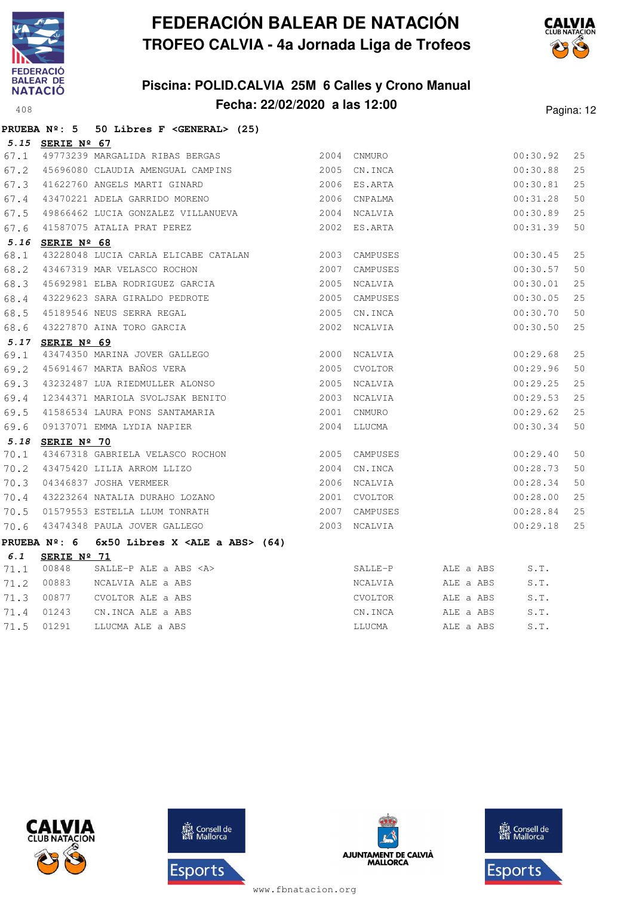# FEDERACIÓN BALEAR DE NATACIÓN
## TROFEO CALVIA - 4a Jornada Liga de Trofeos

### Piscina: POLID.CALVIA 25M 6 Calles y Crono Manual
### Fecha: 22/02/2020 a las 12:00

408

**PRUEBA Nº: 5 50 Libres F <GENERAL> (25)**

***5.15* SERIE Nº 67**

| | | | | | | |
|---|---|---|---|---|---|---|
| 67.1 | 49773239 | MARGALIDA RIBAS BERGAS | 2004 | CNMURO | 00:30.92 | 25 |
| 67.2 | 45696080 | CLAUDIA AMENGUAL CAMPINS | 2005 | CN.INCA | 00:30.88 | 25 |
| 67.3 | 41622760 | ANGELS MARTI GINARD | 2006 | ES.ARTA | 00:30.81 | 25 |
| 67.4 | 43470221 | ADELA GARRIDO MORENO | 2006 | CNPALMA | 00:31.28 | 50 |
| 67.5 | 49866462 | LUCIA GONZALEZ VILLANUEVA | 2004 | NCALVIA | 00:30.89 | 25 |
| 67.6 | 41587075 | ATALIA PRAT PEREZ | 2002 | ES.ARTA | 00:31.39 | 50 |

***5.16* SERIE Nº 68**

| | | | | | | |
|---|---|---|---|---|---|---|
| 68.1 | 43228048 | LUCIA CARLA ELICABE CATALAN | 2003 | CAMPUSES | 00:30.45 | 25 |
| 68.2 | 43467319 | MAR VELASCO ROCHON | 2007 | CAMPUSES | 00:30.57 | 50 |
| 68.3 | 45692981 | ELBA RODRIGUEZ GARCIA | 2005 | NCALVIA | 00:30.01 | 25 |
| 68.4 | 43229623 | SARA GIRALDO PEDROTE | 2005 | CAMPUSES | 00:30.05 | 25 |
| 68.5 | 45189546 | NEUS SERRA REGAL | 2005 | CN.INCA | 00:30.70 | 50 |
| 68.6 | 43227870 | AINA TORO GARCIA | 2002 | NCALVIA | 00:30.50 | 25 |

***5.17* SERIE Nº 69**

| | | | | | | |
|---|---|---|---|---|---|---|
| 69.1 | 43474350 | MARINA JOVER GALLEGO | 2000 | NCALVIA | 00:29.68 | 25 |
| 69.2 | 45691467 | MARTA BAÑOS VERA | 2005 | CVOLTOR | 00:29.96 | 50 |
| 69.3 | 43232487 | LUA RIEDMULLER ALONSO | 2005 | NCALVIA | 00:29.25 | 25 |
| 69.4 | 12344371 | MARIOLA SVOLJSAK BENITO | 2003 | NCALVIA | 00:29.53 | 25 |
| 69.5 | 41586534 | LAURA PONS SANTAMARIA | 2001 | CNMURO | 00:29.62 | 25 |
| 69.6 | 09137071 | EMMA LYDIA NAPIER | 2004 | LLUCMA | 00:30.34 | 50 |

***5.18* SERIE Nº 70**

| | | | | | | |
|---|---|---|---|---|---|---|
| 70.1 | 43467318 | GABRIELA VELASCO ROCHON | 2005 | CAMPUSES | 00:29.40 | 50 |
| 70.2 | 43475420 | LILIA ARROM LLIZO | 2004 | CN.INCA | 00:28.73 | 50 |
| 70.3 | 04346837 | JOSHA VERMEER | 2006 | NCALVIA | 00:28.34 | 50 |
| 70.4 | 43223264 | NATALIA DURAHO LOZANO | 2001 | CVOLTOR | 00:28.00 | 25 |
| 70.5 | 01579553 | ESTELLA LLUM TONRATH | 2007 | CAMPUSES | 00:28.84 | 25 |
| 70.6 | 43474348 | PAULA JOVER GALLEGO | 2003 | NCALVIA | 00:29.18 | 25 |

**PRUEBA Nº: 6 6x50 Libres X <ALE a ABS> (64)**

***6.1* SERIE Nº 71**

| | | | | | |
|---|---|---|---|---|---|
| 71.1 | 00848 | SALLE-P ALE a ABS <A> | SALLE-P | ALE a ABS | S.T. |
| 71.2 | 00883 | NCALVIA ALE a ABS | NCALVIA | ALE a ABS | S.T. |
| 71.3 | 00877 | CVOLTOR ALE a ABS | CVOLTOR | ALE a ABS | S.T. |
| 71.4 | 01243 | CN.INCA ALE a ABS | CN.INCA | ALE a ABS | S.T. |
| 71.5 | 01291 | LLUCMA ALE a ABS | LLUCMA | ALE a ABS | S.T. |

www.fbnatacion.org